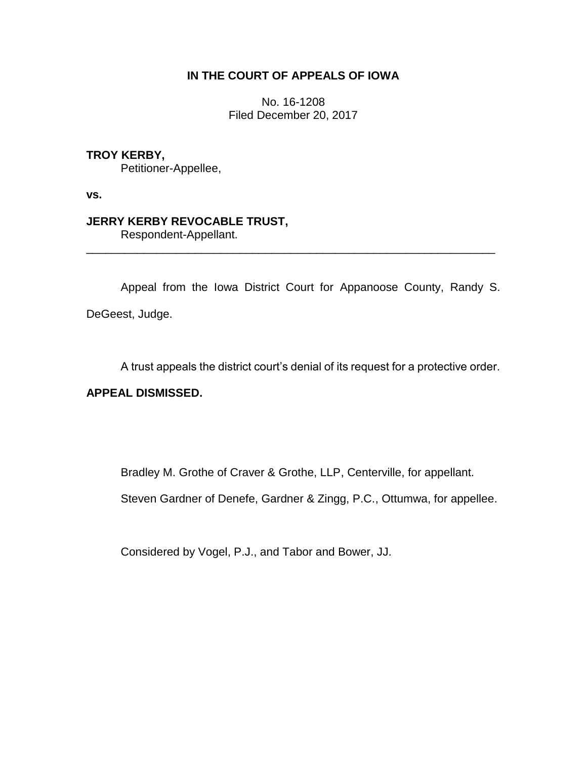# IN THE COURT OF APPEALS OF IOWA

No. 16-1208
Filed December 20, 2017

**TROY KERBY,**
Petitioner-Appellee,

**vs.**

**JERRY KERBY REVOCABLE TRUST,**
Respondent-Appellant.

---

Appeal from the Iowa District Court for Appanoose County, Randy S. DeGeest, Judge.

A trust appeals the district court's denial of its request for a protective order.

**APPEAL DISMISSED.**

Bradley M. Grothe of Craver & Grothe, LLP, Centerville, for appellant.

Steven Gardner of Denefe, Gardner & Zingg, P.C., Ottumwa, for appellee.

Considered by Vogel, P.J., and Tabor and Bower, JJ.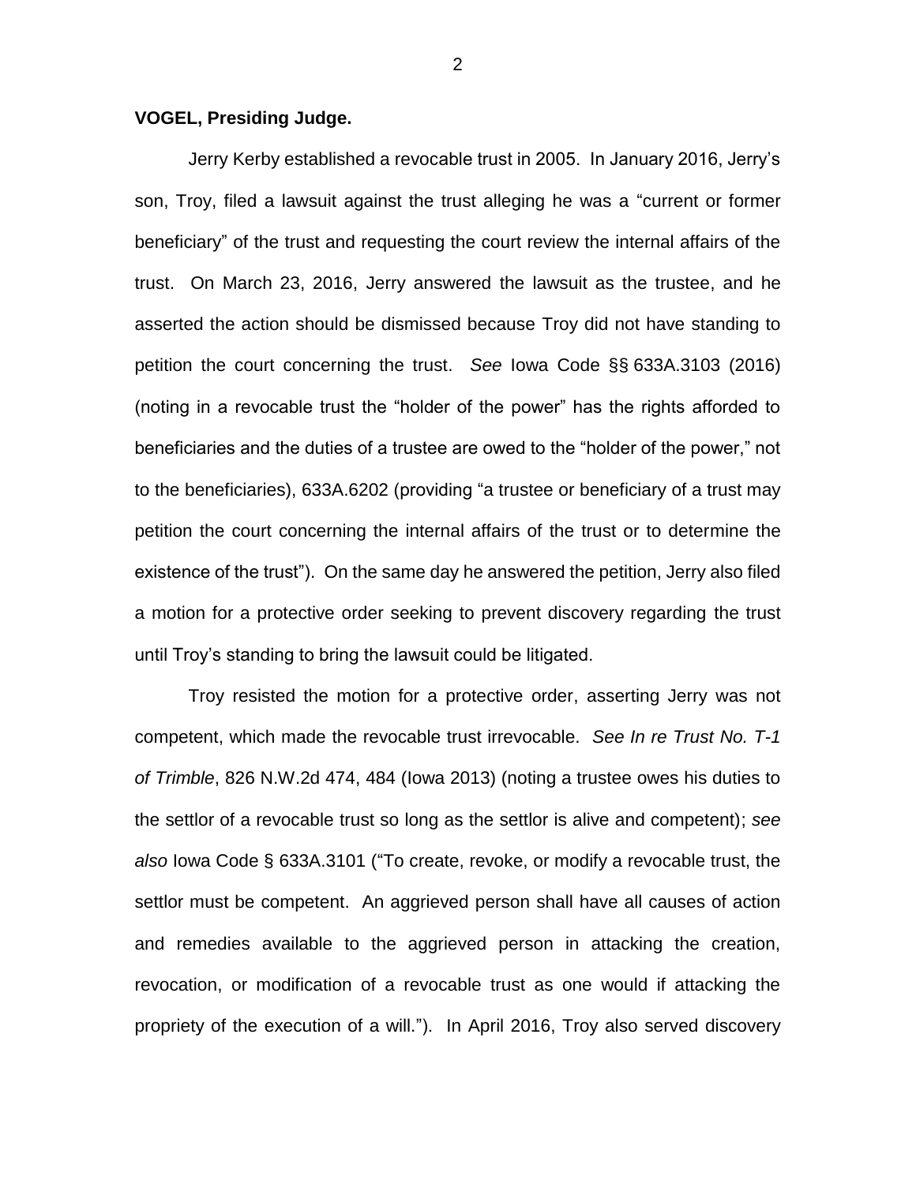**VOGEL, Presiding Judge.**

Jerry Kerby established a revocable trust in 2005. In January 2016, Jerry's son, Troy, filed a lawsuit against the trust alleging he was a "current or former beneficiary" of the trust and requesting the court review the internal affairs of the trust. On March 23, 2016, Jerry answered the lawsuit as the trustee, and he asserted the action should be dismissed because Troy did not have standing to petition the court concerning the trust. *See* Iowa Code §§ 633A.3103 (2016) (noting in a revocable trust the "holder of the power" has the rights afforded to beneficiaries and the duties of a trustee are owed to the "holder of the power," not to the beneficiaries), 633A.6202 (providing "a trustee or beneficiary of a trust may petition the court concerning the internal affairs of the trust or to determine the existence of the trust"). On the same day he answered the petition, Jerry also filed a motion for a protective order seeking to prevent discovery regarding the trust until Troy's standing to bring the lawsuit could be litigated.

Troy resisted the motion for a protective order, asserting Jerry was not competent, which made the revocable trust irrevocable. *See In re Trust No. T-1 of Trimble*, 826 N.W.2d 474, 484 (Iowa 2013) (noting a trustee owes his duties to the settlor of a revocable trust so long as the settlor is alive and competent); *see also* Iowa Code § 633A.3101 ("To create, revoke, or modify a revocable trust, the settlor must be competent. An aggrieved person shall have all causes of action and remedies available to the aggrieved person in attacking the creation, revocation, or modification of a revocable trust as one would if attacking the propriety of the execution of a will."). In April 2016, Troy also served discovery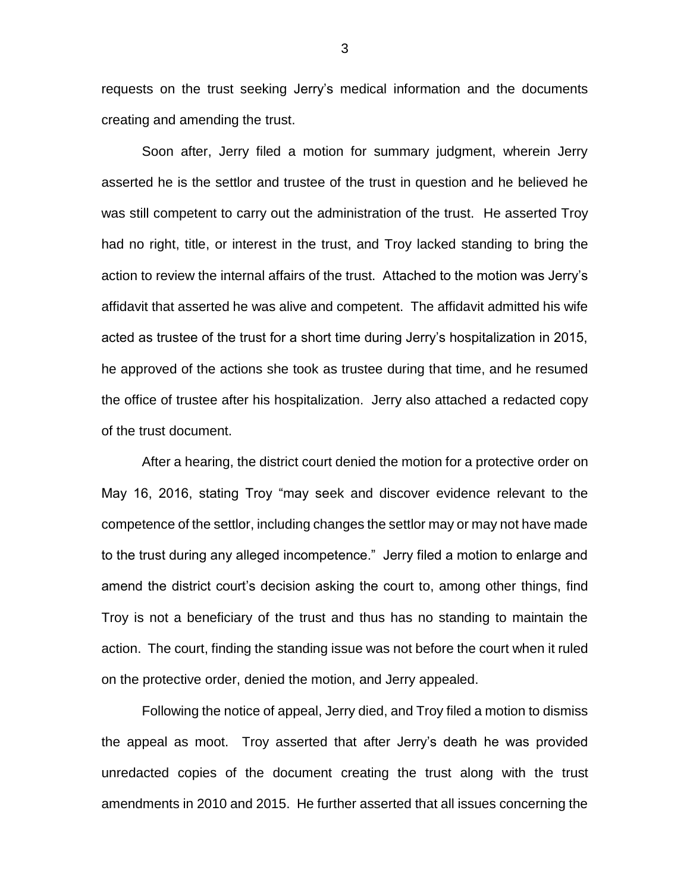requests on the trust seeking Jerry's medical information and the documents creating and amending the trust.

Soon after, Jerry filed a motion for summary judgment, wherein Jerry asserted he is the settlor and trustee of the trust in question and he believed he was still competent to carry out the administration of the trust. He asserted Troy had no right, title, or interest in the trust, and Troy lacked standing to bring the action to review the internal affairs of the trust. Attached to the motion was Jerry's affidavit that asserted he was alive and competent. The affidavit admitted his wife acted as trustee of the trust for a short time during Jerry's hospitalization in 2015, he approved of the actions she took as trustee during that time, and he resumed the office of trustee after his hospitalization. Jerry also attached a redacted copy of the trust document.

After a hearing, the district court denied the motion for a protective order on May 16, 2016, stating Troy "may seek and discover evidence relevant to the competence of the settlor, including changes the settlor may or may not have made to the trust during any alleged incompetence." Jerry filed a motion to enlarge and amend the district court's decision asking the court to, among other things, find Troy is not a beneficiary of the trust and thus has no standing to maintain the action. The court, finding the standing issue was not before the court when it ruled on the protective order, denied the motion, and Jerry appealed.

Following the notice of appeal, Jerry died, and Troy filed a motion to dismiss the appeal as moot. Troy asserted that after Jerry's death he was provided unredacted copies of the document creating the trust along with the trust amendments in 2010 and 2015. He further asserted that all issues concerning the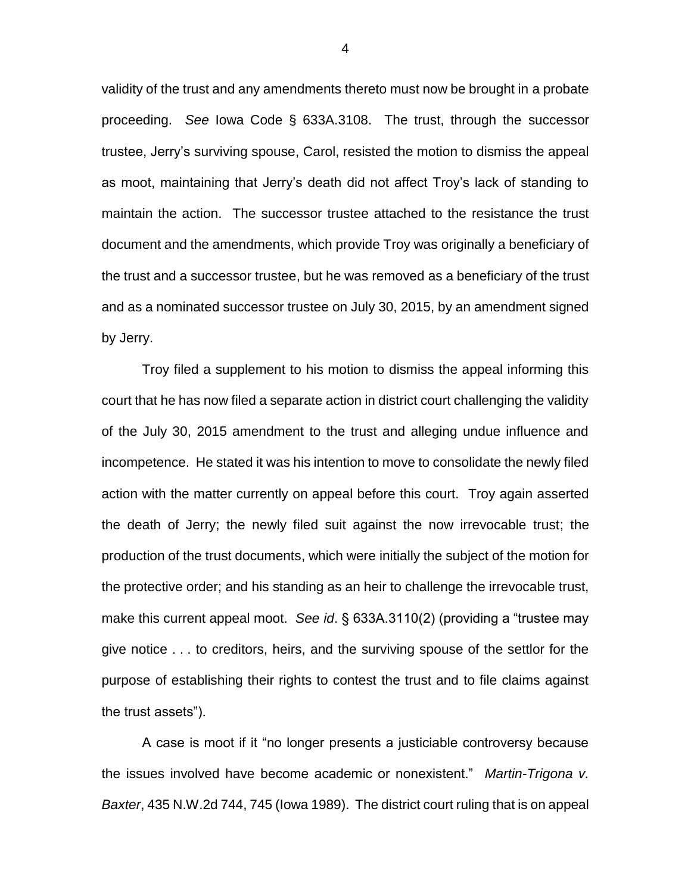validity of the trust and any amendments thereto must now be brought in a probate proceeding. *See* Iowa Code § 633A.3108. The trust, through the successor trustee, Jerry's surviving spouse, Carol, resisted the motion to dismiss the appeal as moot, maintaining that Jerry's death did not affect Troy's lack of standing to maintain the action. The successor trustee attached to the resistance the trust document and the amendments, which provide Troy was originally a beneficiary of the trust and a successor trustee, but he was removed as a beneficiary of the trust and as a nominated successor trustee on July 30, 2015, by an amendment signed by Jerry.

Troy filed a supplement to his motion to dismiss the appeal informing this court that he has now filed a separate action in district court challenging the validity of the July 30, 2015 amendment to the trust and alleging undue influence and incompetence. He stated it was his intention to move to consolidate the newly filed action with the matter currently on appeal before this court. Troy again asserted the death of Jerry; the newly filed suit against the now irrevocable trust; the production of the trust documents, which were initially the subject of the motion for the protective order; and his standing as an heir to challenge the irrevocable trust, make this current appeal moot. *See id*. § 633A.3110(2) (providing a "trustee may give notice . . . to creditors, heirs, and the surviving spouse of the settlor for the purpose of establishing their rights to contest the trust and to file claims against the trust assets").

A case is moot if it "no longer presents a justiciable controversy because the issues involved have become academic or nonexistent." *Martin-Trigona v. Baxter*, 435 N.W.2d 744, 745 (Iowa 1989). The district court ruling that is on appeal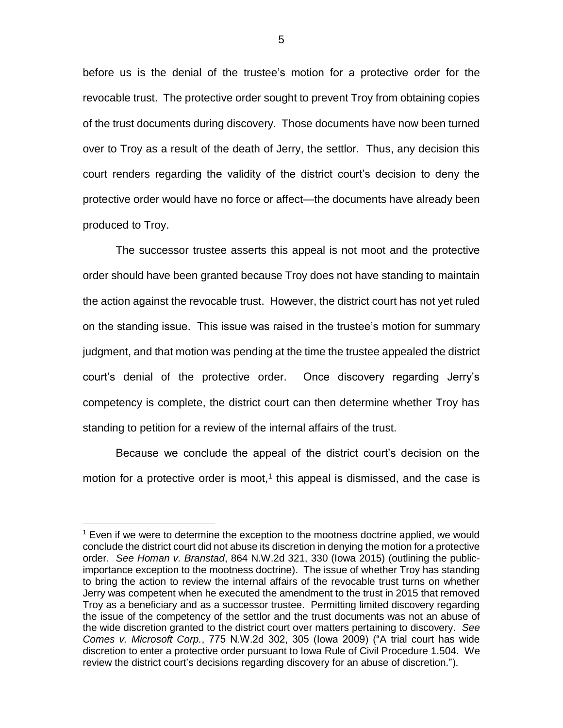before us is the denial of the trustee's motion for a protective order for the revocable trust. The protective order sought to prevent Troy from obtaining copies of the trust documents during discovery. Those documents have now been turned over to Troy as a result of the death of Jerry, the settlor. Thus, any decision this court renders regarding the validity of the district court's decision to deny the protective order would have no force or affect—the documents have already been produced to Troy.

The successor trustee asserts this appeal is not moot and the protective order should have been granted because Troy does not have standing to maintain the action against the revocable trust. However, the district court has not yet ruled on the standing issue. This issue was raised in the trustee's motion for summary judgment, and that motion was pending at the time the trustee appealed the district court's denial of the protective order. Once discovery regarding Jerry's competency is complete, the district court can then determine whether Troy has standing to petition for a review of the internal affairs of the trust.

Because we conclude the appeal of the district court's decision on the motion for a protective order is moot,[1] this appeal is dismissed, and the case is

---

[1] Even if we were to determine the exception to the mootness doctrine applied, we would conclude the district court did not abuse its discretion in denying the motion for a protective order. *See Homan v. Branstad*, 864 N.W.2d 321, 330 (Iowa 2015) (outlining the public-importance exception to the mootness doctrine). The issue of whether Troy has standing to bring the action to review the internal affairs of the revocable trust turns on whether Jerry was competent when he executed the amendment to the trust in 2015 that removed Troy as a beneficiary and as a successor trustee. Permitting limited discovery regarding the issue of the competency of the settlor and the trust documents was not an abuse of the wide discretion granted to the district court over matters pertaining to discovery. *See Comes v. Microsoft Corp.*, 775 N.W.2d 302, 305 (Iowa 2009) ("A trial court has wide discretion to enter a protective order pursuant to Iowa Rule of Civil Procedure 1.504. We review the district court's decisions regarding discovery for an abuse of discretion.").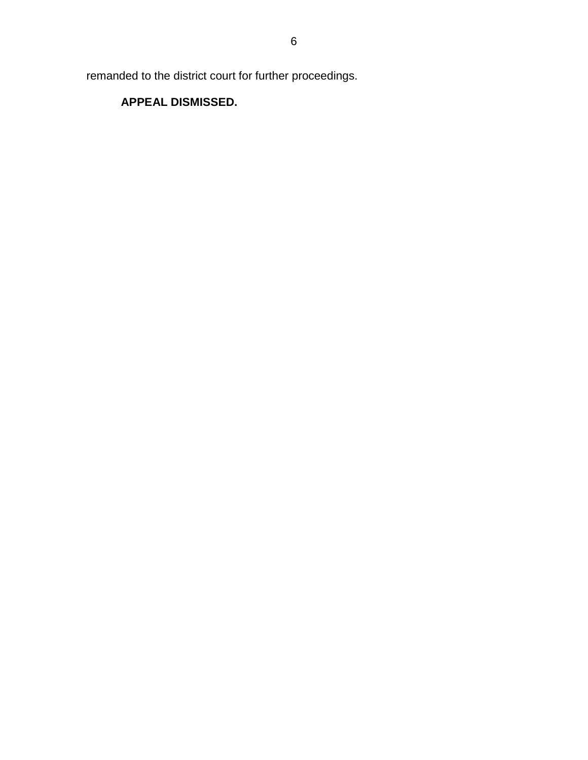remanded to the district court for further proceedings.

**APPEAL DISMISSED.**